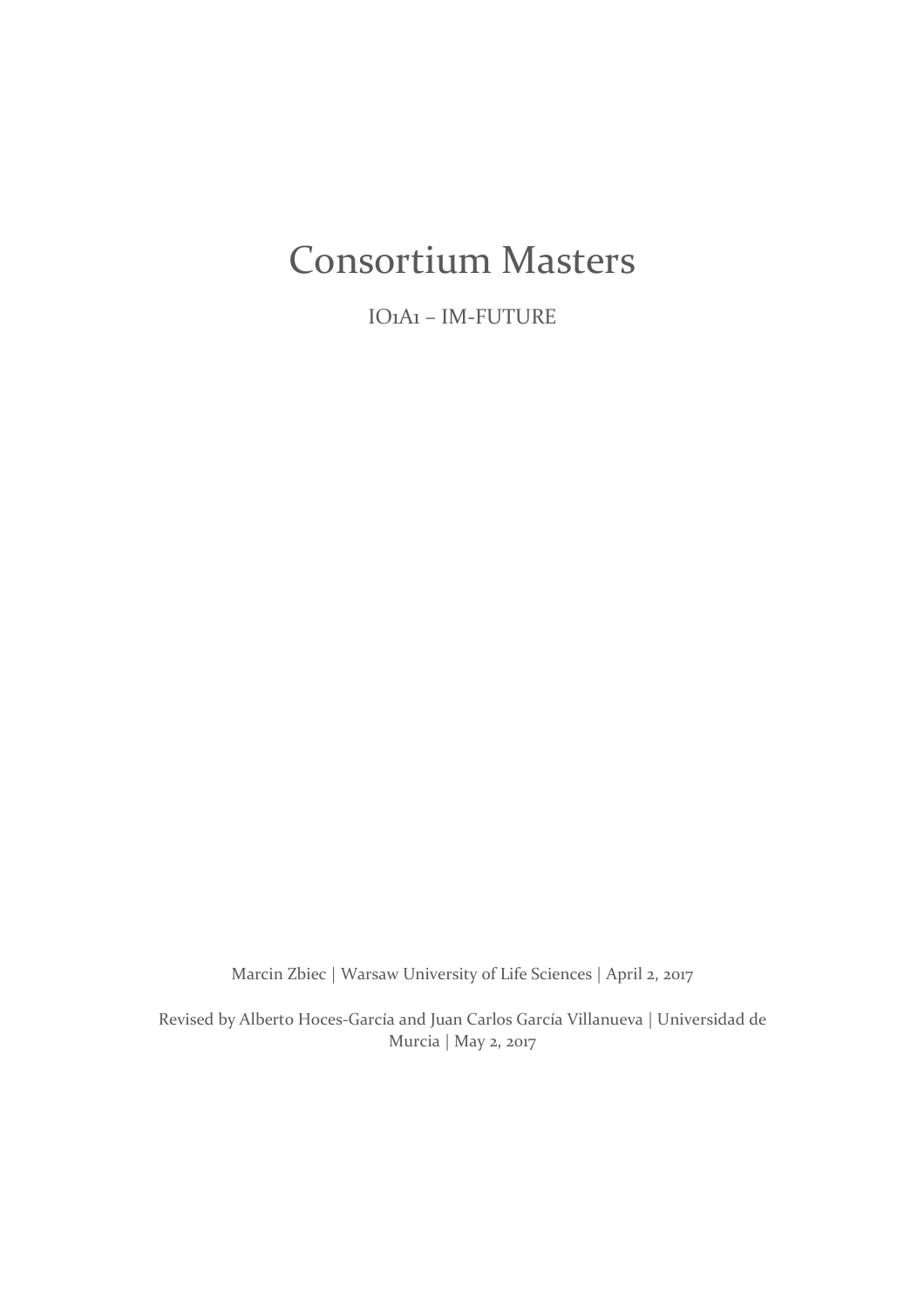# Consortium Masters

IO1A1 – IM-FUTURE

Marcin Zbiec | Warsaw University of Life Sciences | April 2, 2017

Revised by Alberto Hoces-García and Juan Carlos García Villanueva | Universidad de Murcia | May 2, 2017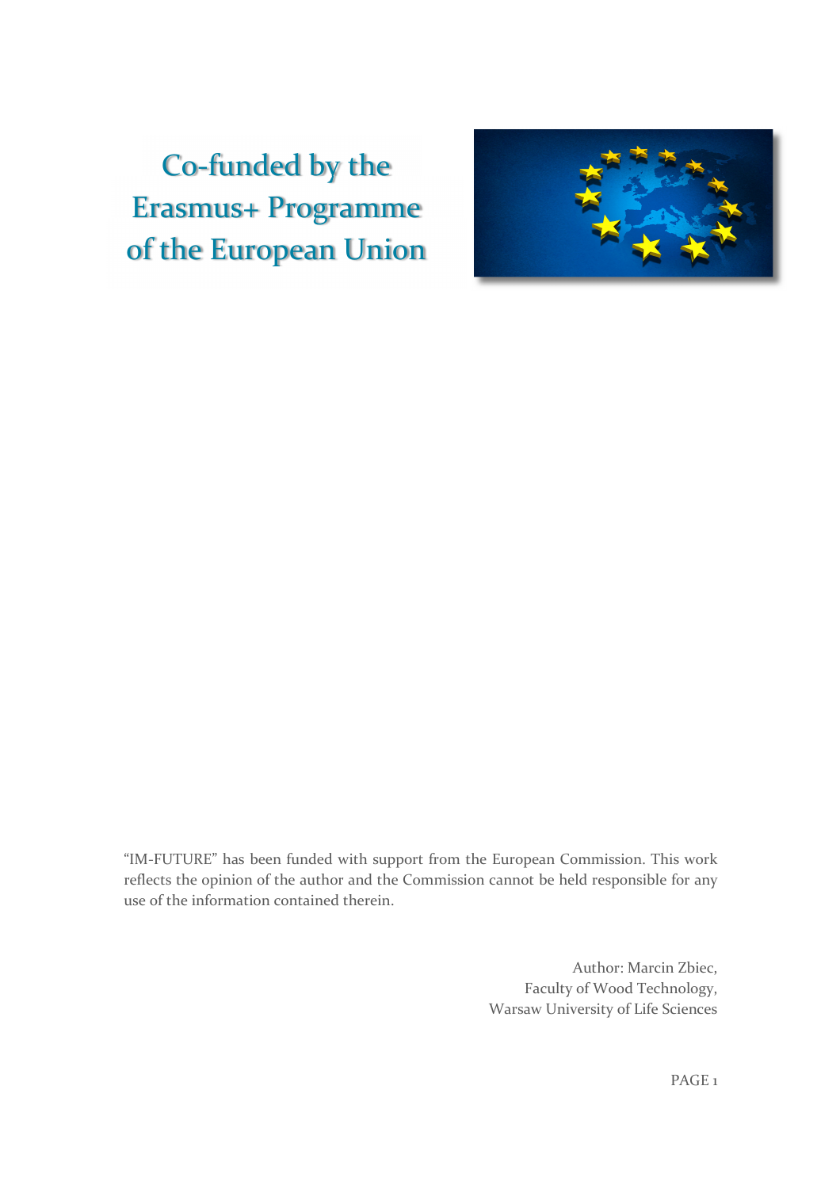Co-funded by the Erasmus+ Programme of the European Union

“IM-FUTURE” has been funded with support from the European Commission. This work reflects the opinion of the author and the Commission cannot be held responsible for any use of the information contained therein.

Author: Marcin Zbiec,
Faculty of Wood Technology,
Warsaw University of Life Sciences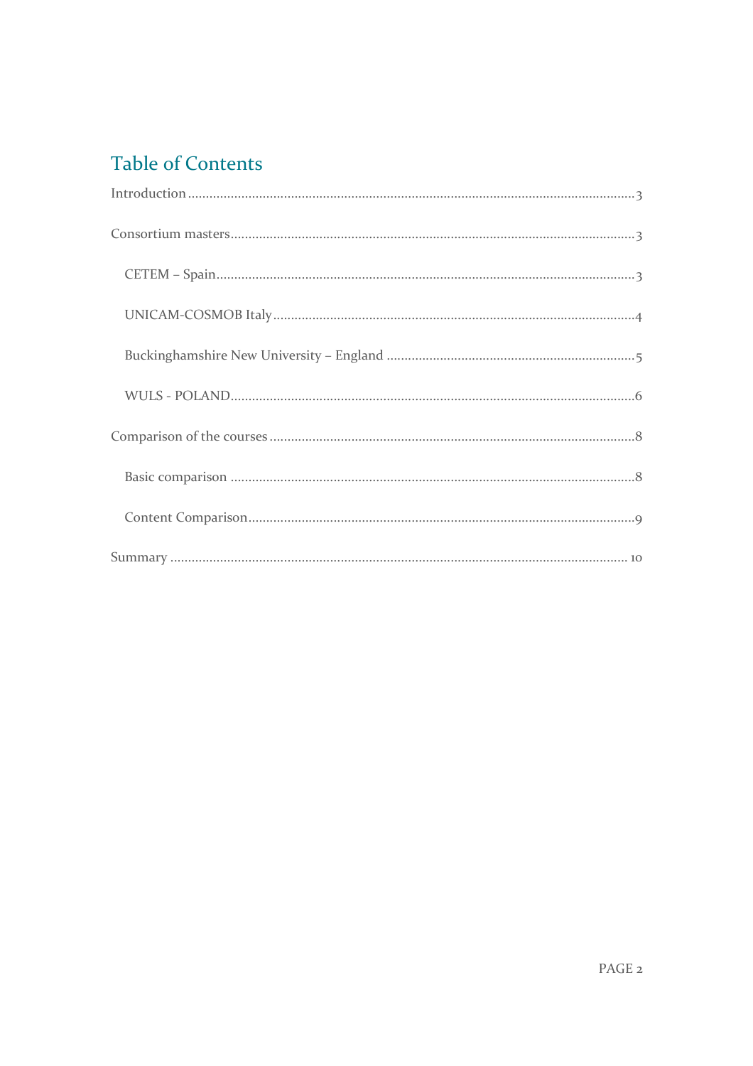# Table of Contents

Introduction .......... 3

Consortium masters .......... 3

- CETEM – Spain .......... 3
- UNICAM-COSMOB Italy .......... 4
- Buckinghamshire New University – England .......... 5
- WULS - POLAND .......... 6

Comparison of the courses .......... 8

- Basic comparison .......... 8
- Content Comparison .......... 9

Summary .......... 10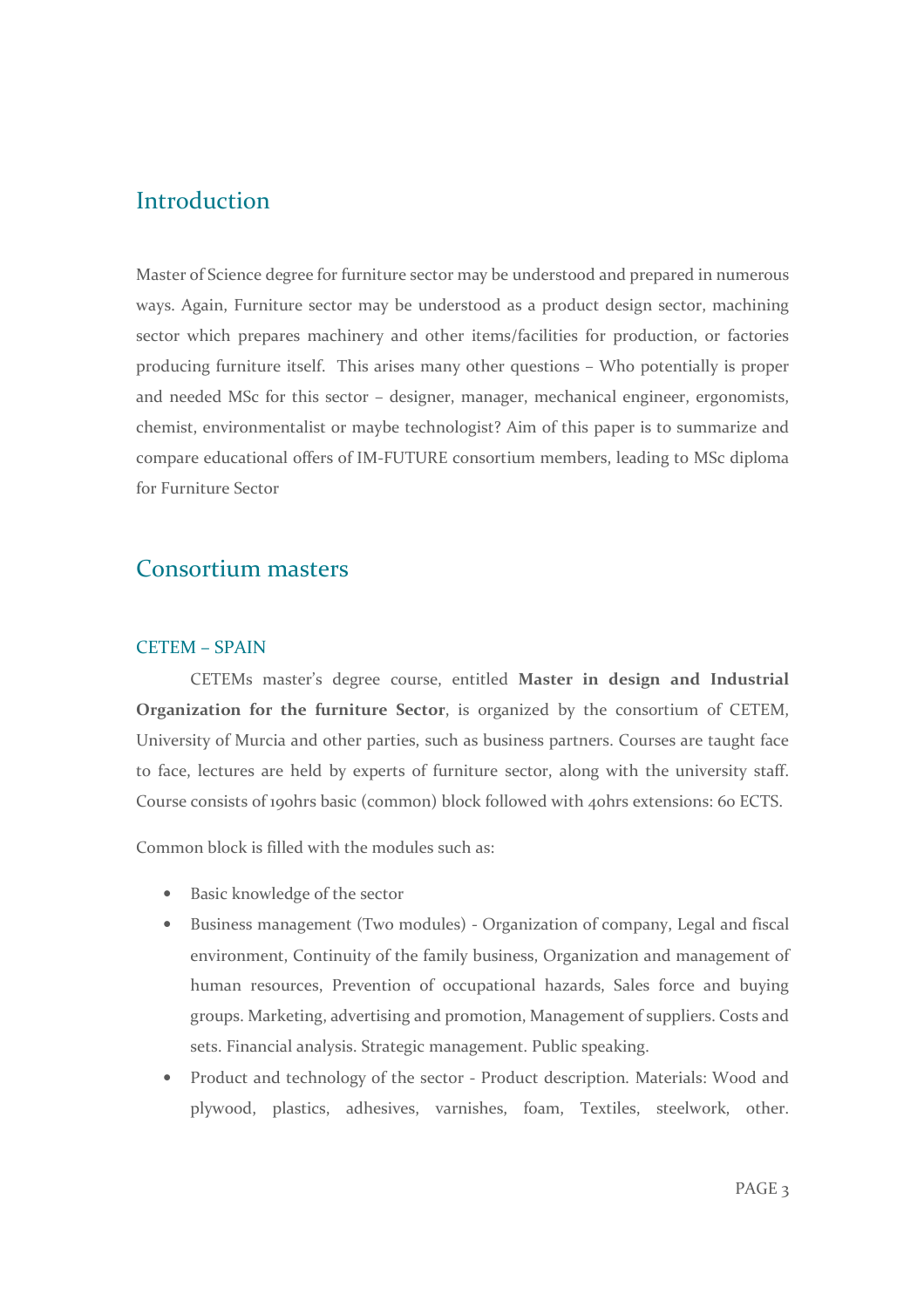## Introduction

Master of Science degree for furniture sector may be understood and prepared in numerous ways. Again, Furniture sector may be understood as a product design sector, machining sector which prepares machinery and other items/facilities for production, or factories producing furniture itself. This arises many other questions – Who potentially is proper and needed MSc for this sector – designer, manager, mechanical engineer, ergonomists, chemist, environmentalist or maybe technologist? Aim of this paper is to summarize and compare educational offers of IM-FUTURE consortium members, leading to MSc diploma for Furniture Sector

## Consortium masters

### CETEM – SPAIN

CETEMs master's degree course, entitled **Master in design and Industrial Organization for the furniture Sector**, is organized by the consortium of CETEM, University of Murcia and other parties, such as business partners. Courses are taught face to face, lectures are held by experts of furniture sector, along with the university staff. Course consists of 190hrs basic (common) block followed with 40hrs extensions: 60 ECTS.

Common block is filled with the modules such as:

- Basic knowledge of the sector
- Business management (Two modules) - Organization of company, Legal and fiscal environment, Continuity of the family business, Organization and management of human resources, Prevention of occupational hazards, Sales force and buying groups. Marketing, advertising and promotion, Management of suppliers. Costs and sets. Financial analysis. Strategic management. Public speaking.
- Product and technology of the sector - Product description. Materials: Wood and plywood, plastics, adhesives, varnishes, foam, Textiles, steelwork, other.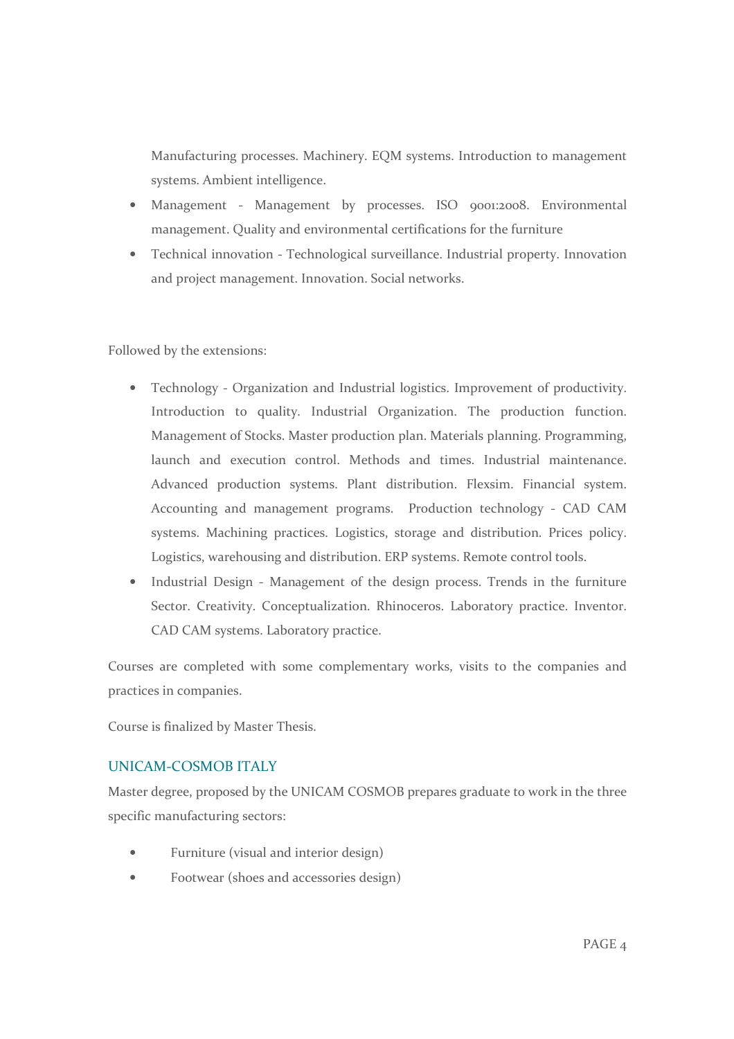Manufacturing processes. Machinery. EQM systems. Introduction to management systems. Ambient intelligence.

- Management - Management by processes. ISO 9001:2008. Environmental management. Quality and environmental certifications for the furniture
- Technical innovation - Technological surveillance. Industrial property. Innovation and project management. Innovation. Social networks.

Followed by the extensions:

- Technology - Organization and Industrial logistics. Improvement of productivity. Introduction to quality. Industrial Organization. The production function. Management of Stocks. Master production plan. Materials planning. Programming, launch and execution control. Methods and times. Industrial maintenance. Advanced production systems. Plant distribution. Flexsim. Financial system. Accounting and management programs. Production technology - CAD CAM systems. Machining practices. Logistics, storage and distribution. Prices policy. Logistics, warehousing and distribution. ERP systems. Remote control tools.
- Industrial Design - Management of the design process. Trends in the furniture Sector. Creativity. Conceptualization. Rhinoceros. Laboratory practice. Inventor. CAD CAM systems. Laboratory practice.

Courses are completed with some complementary works, visits to the companies and practices in companies.

Course is finalized by Master Thesis.

### UNICAM-COSMOB ITALY

Master degree, proposed by the UNICAM COSMOB prepares graduate to work in the three specific manufacturing sectors:

- Furniture (visual and interior design)
- Footwear (shoes and accessories design)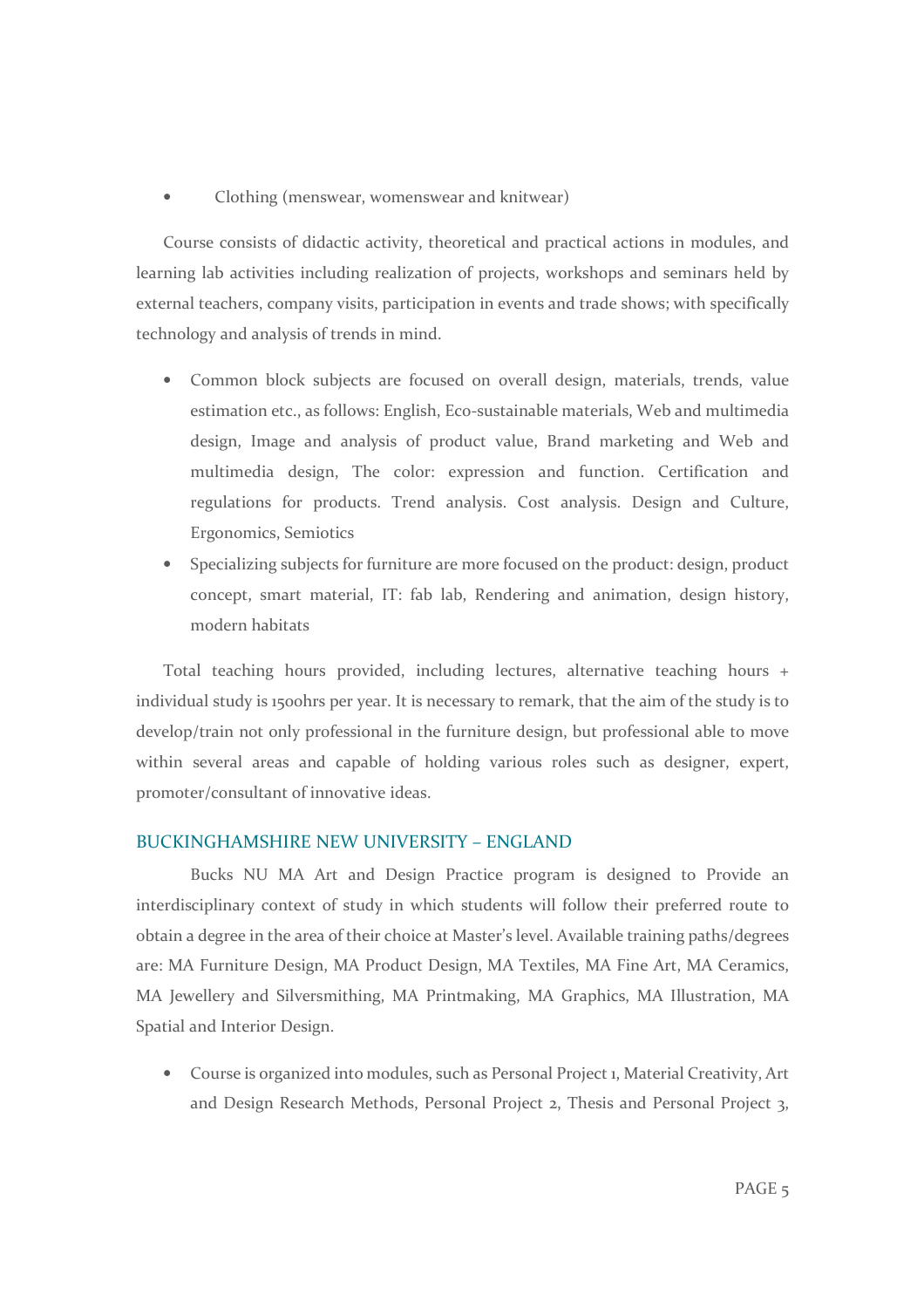- Clothing (menswear, womenswear and knitwear)

Course consists of didactic activity, theoretical and practical actions in modules, and learning lab activities including realization of projects, workshops and seminars held by external teachers, company visits, participation in events and trade shows; with specifically technology and analysis of trends in mind.

- Common block subjects are focused on overall design, materials, trends, value estimation etc., as follows: English, Eco-sustainable materials, Web and multimedia design, Image and analysis of product value, Brand marketing and Web and multimedia design, The color: expression and function. Certification and regulations for products. Trend analysis. Cost analysis. Design and Culture, Ergonomics, Semiotics
- Specializing subjects for furniture are more focused on the product: design, product concept, smart material, IT: fab lab, Rendering and animation, design history, modern habitats

Total teaching hours provided, including lectures, alternative teaching hours + individual study is 1500hrs per year. It is necessary to remark, that the aim of the study is to develop/train not only professional in the furniture design, but professional able to move within several areas and capable of holding various roles such as designer, expert, promoter/consultant of innovative ideas.

## BUCKINGHAMSHIRE NEW UNIVERSITY – ENGLAND

Bucks NU MA Art and Design Practice program is designed to Provide an interdisciplinary context of study in which students will follow their preferred route to obtain a degree in the area of their choice at Master's level. Available training paths/degrees are: MA Furniture Design, MA Product Design, MA Textiles, MA Fine Art, MA Ceramics, MA Jewellery and Silversmithing, MA Printmaking, MA Graphics, MA Illustration, MA Spatial and Interior Design.

- Course is organized into modules, such as Personal Project 1, Material Creativity, Art and Design Research Methods, Personal Project 2, Thesis and Personal Project 3,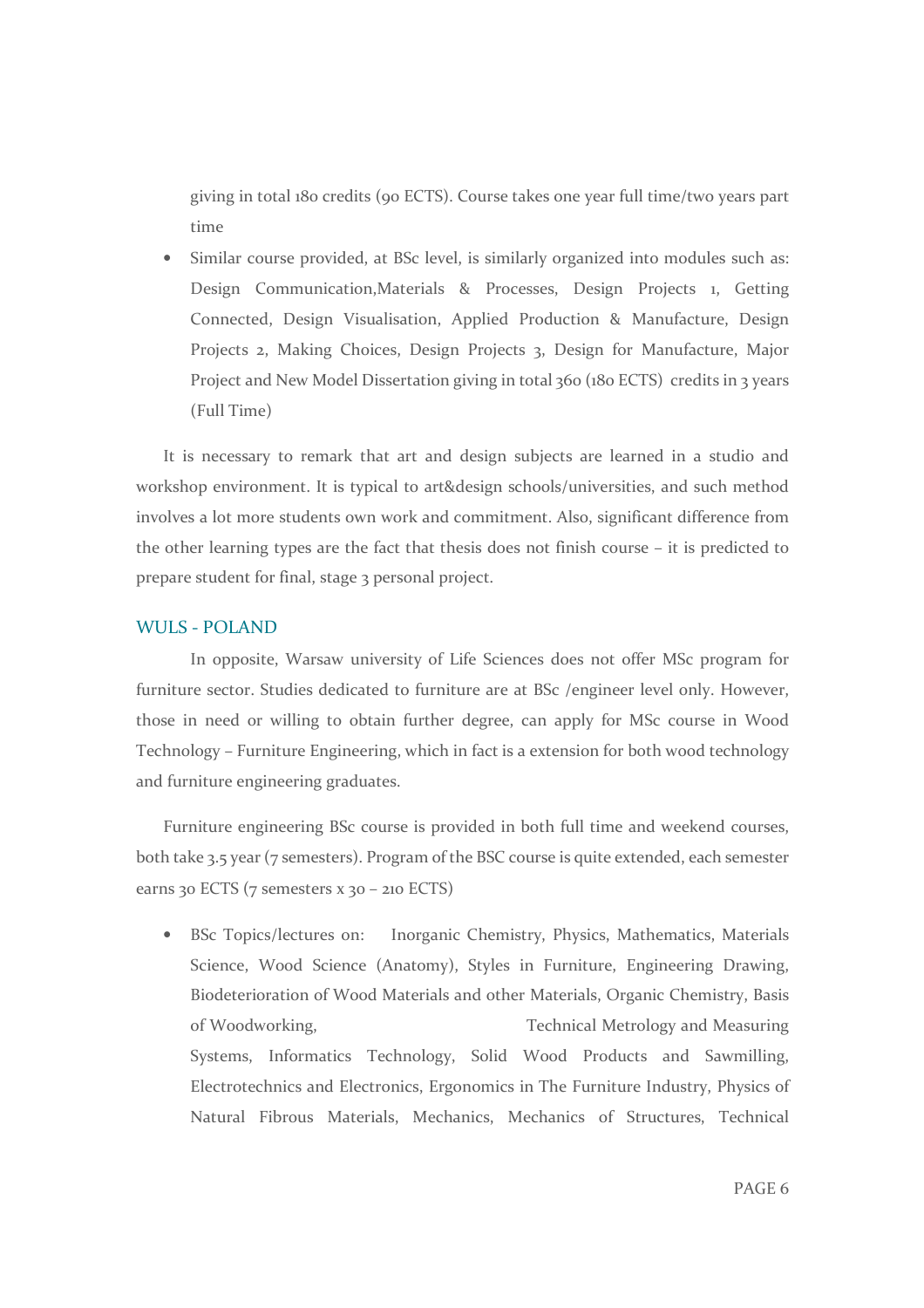giving in total 180 credits (90 ECTS). Course takes one year full time/two years part time

- Similar course provided, at BSc level, is similarly organized into modules such as: Design Communication,Materials & Processes, Design Projects 1, Getting Connected, Design Visualisation, Applied Production & Manufacture, Design Projects 2, Making Choices, Design Projects 3, Design for Manufacture, Major Project and New Model Dissertation giving in total 360 (180 ECTS) credits in 3 years (Full Time)

It is necessary to remark that art and design subjects are learned in a studio and workshop environment. It is typical to art&design schools/universities, and such method involves a lot more students own work and commitment. Also, significant difference from the other learning types are the fact that thesis does not finish course – it is predicted to prepare student for final, stage 3 personal project.

## WULS - POLAND

In opposite, Warsaw university of Life Sciences does not offer MSc program for furniture sector. Studies dedicated to furniture are at BSc /engineer level only. However, those in need or willing to obtain further degree, can apply for MSc course in Wood Technology – Furniture Engineering, which in fact is a extension for both wood technology and furniture engineering graduates.

Furniture engineering BSc course is provided in both full time and weekend courses, both take 3.5 year (7 semesters). Program of the BSC course is quite extended, each semester earns 30 ECTS (7 semesters x 30 – 210 ECTS)

- BSc Topics/lectures on: Inorganic Chemistry, Physics, Mathematics, Materials Science, Wood Science (Anatomy), Styles in Furniture, Engineering Drawing, Biodeterioration of Wood Materials and other Materials, Organic Chemistry, Basis of Woodworking, Technical Metrology and Measuring Systems, Informatics Technology, Solid Wood Products and Sawmilling, Electrotechnics and Electronics, Ergonomics in The Furniture Industry, Physics of Natural Fibrous Materials, Mechanics, Mechanics of Structures, Technical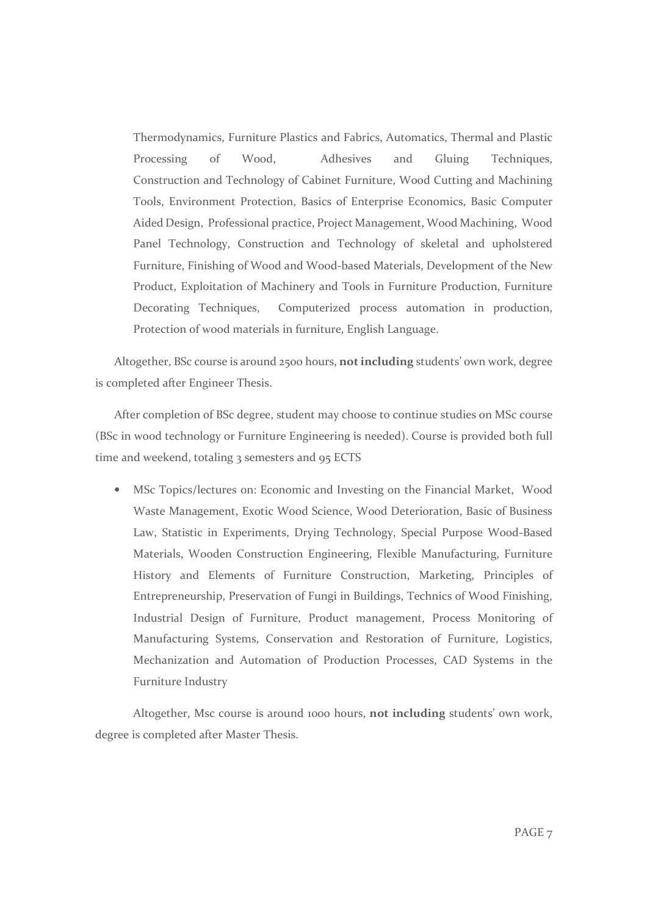Thermodynamics, Furniture Plastics and Fabrics, Automatics, Thermal and Plastic Processing of Wood, Adhesives and Gluing Techniques, Construction and Technology of Cabinet Furniture, Wood Cutting and Machining Tools, Environment Protection, Basics of Enterprise Economics, Basic Computer Aided Design, Professional practice, Project Management, Wood Machining, Wood Panel Technology, Construction and Technology of skeletal and upholstered Furniture, Finishing of Wood and Wood-based Materials, Development of the New Product, Exploitation of Machinery and Tools in Furniture Production, Furniture Decorating Techniques, Computerized process automation in production, Protection of wood materials in furniture, English Language.

Altogether, BSc course is around 2500 hours, **not including** students' own work, degree is completed after Engineer Thesis.

After completion of BSc degree, student may choose to continue studies on MSc course (BSc in wood technology or Furniture Engineering is needed). Course is provided both full time and weekend, totaling 3 semesters and 95 ECTS

- MSc Topics/lectures on: Economic and Investing on the Financial Market, Wood Waste Management, Exotic Wood Science, Wood Deterioration, Basic of Business Law, Statistic in Experiments, Drying Technology, Special Purpose Wood-Based Materials, Wooden Construction Engineering, Flexible Manufacturing, Furniture History and Elements of Furniture Construction, Marketing, Principles of Entrepreneurship, Preservation of Fungi in Buildings, Technics of Wood Finishing, Industrial Design of Furniture, Product management, Process Monitoring of Manufacturing Systems, Conservation and Restoration of Furniture, Logistics, Mechanization and Automation of Production Processes, CAD Systems in the Furniture Industry

Altogether, Msc course is around 1000 hours, **not including** students' own work, degree is completed after Master Thesis.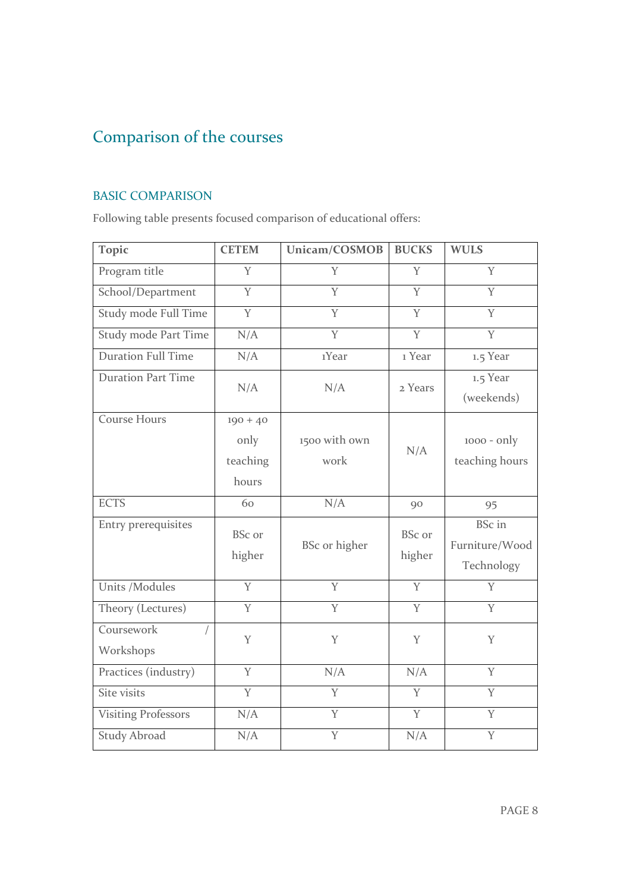## Comparison of the courses

### BASIC COMPARISON

Following table presents focused comparison of educational offers:

| Topic | CETEM | Unicam/COSMOB | BUCKS | WULS |
|---|---|---|---|---|
| Program title | Y | Y | Y | Y |
| School/Department | Y | Y | Y | Y |
| Study mode Full Time | Y | Y | Y | Y |
| Study mode Part Time | N/A | Y | Y | Y |
| Duration Full Time | N/A | 1Year | 1 Year | 1.5 Year |
| Duration Part Time | N/A | N/A | 2 Years | 1.5 Year (weekends) |
| Course Hours | 190 + 40 only teaching hours | 1500 with own work | N/A | 1000 - only teaching hours |
| ECTS | 60 | N/A | 90 | 95 |
| Entry prerequisites | BSc or higher | BSc or higher | BSc or higher | BSc in Furniture/Wood Technology |
| Units /Modules | Y | Y | Y | Y |
| Theory (Lectures) | Y | Y | Y | Y |
| Coursework / Workshops | Y | Y | Y | Y |
| Practices (industry) | Y | N/A | N/A | Y |
| Site visits | Y | Y | Y | Y |
| Visiting Professors | N/A | Y | Y | Y |
| Study Abroad | N/A | Y | N/A | Y |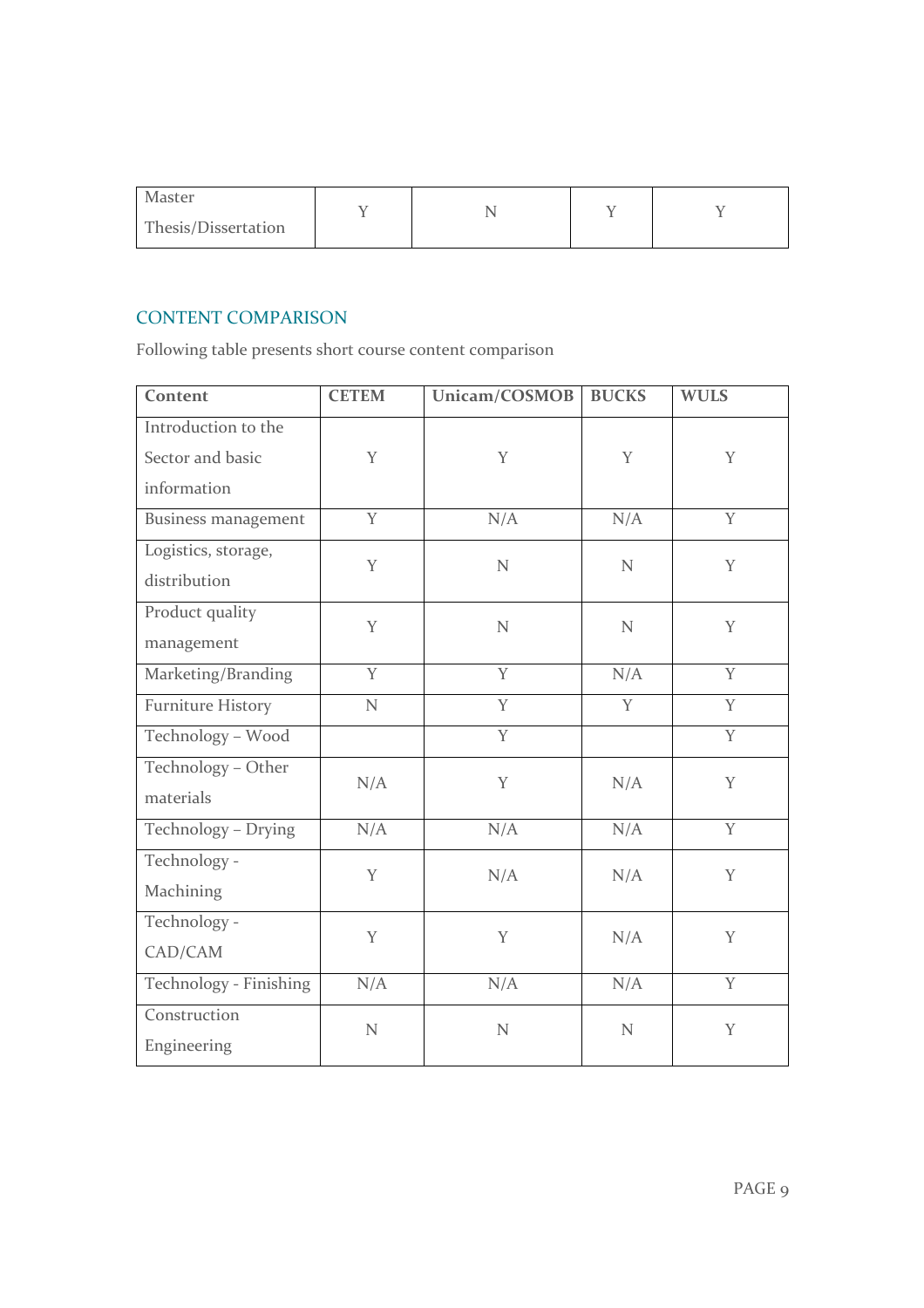| Master Thesis/Dissertation | Y | N | Y | Y |
|---|---|---|---|---|

## CONTENT COMPARISON

Following table presents short course content comparison

| Content | CETEM | Unicam/COSMOB | BUCKS | WULS |
|---|---|---|---|---|
| Introduction to the Sector and basic information | Y | Y | Y | Y |
| Business management | Y | N/A | N/A | Y |
| Logistics, storage, distribution | Y | N | N | Y |
| Product quality management | Y | N | N | Y |
| Marketing/Branding | Y | Y | N/A | Y |
| Furniture History | N | Y | Y | Y |
| Technology – Wood | | Y | | Y |
| Technology – Other materials | N/A | Y | N/A | Y |
| Technology – Drying | N/A | N/A | N/A | Y |
| Technology - Machining | Y | N/A | N/A | Y |
| Technology - CAD/CAM | Y | Y | N/A | Y |
| Technology - Finishing | N/A | N/A | N/A | Y |
| Construction Engineering | N | N | N | Y |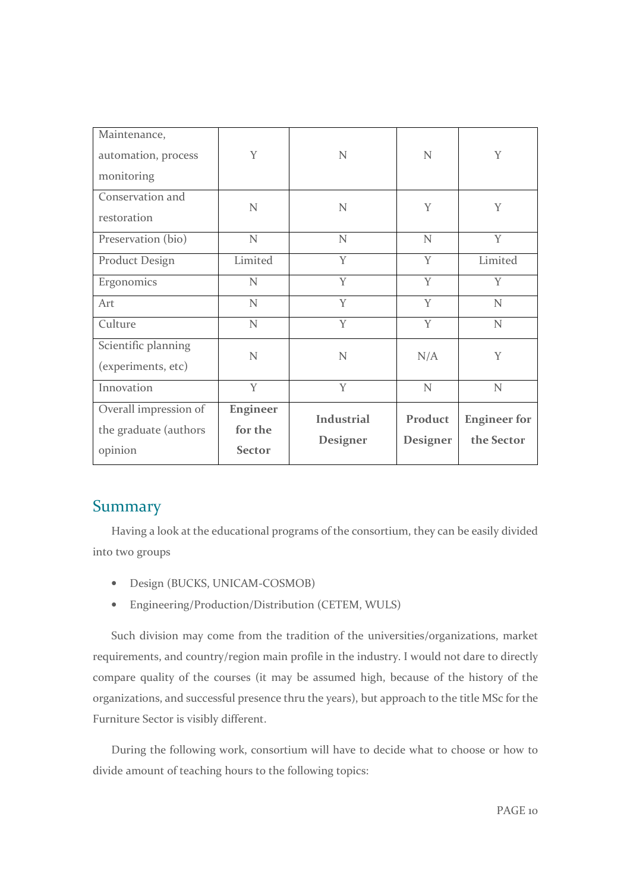| | | | | |
|---|---|---|---|---|
| Maintenance, automation, process monitoring | Y | N | N | Y |
| Conservation and restoration | N | N | Y | Y |
| Preservation (bio) | N | N | N | Y |
| Product Design | Limited | Y | Y | Limited |
| Ergonomics | N | Y | Y | Y |
| Art | N | Y | Y | N |
| Culture | N | Y | Y | N |
| Scientific planning (experiments, etc) | N | N | N/A | Y |
| Innovation | Y | Y | N | N |
| Overall impression of the graduate (authors opinion | **Engineer for the Sector** | **Industrial Designer** | **Product Designer** | **Engineer for the Sector** |

## Summary

Having a look at the educational programs of the consortium, they can be easily divided into two groups

- Design (BUCKS, UNICAM-COSMOB)
- Engineering/Production/Distribution (CETEM, WULS)

Such division may come from the tradition of the universities/organizations, market requirements, and country/region main profile in the industry. I would not dare to directly compare quality of the courses (it may be assumed high, because of the history of the organizations, and successful presence thru the years), but approach to the title MSc for the Furniture Sector is visibly different.

During the following work, consortium will have to decide what to choose or how to divide amount of teaching hours to the following topics: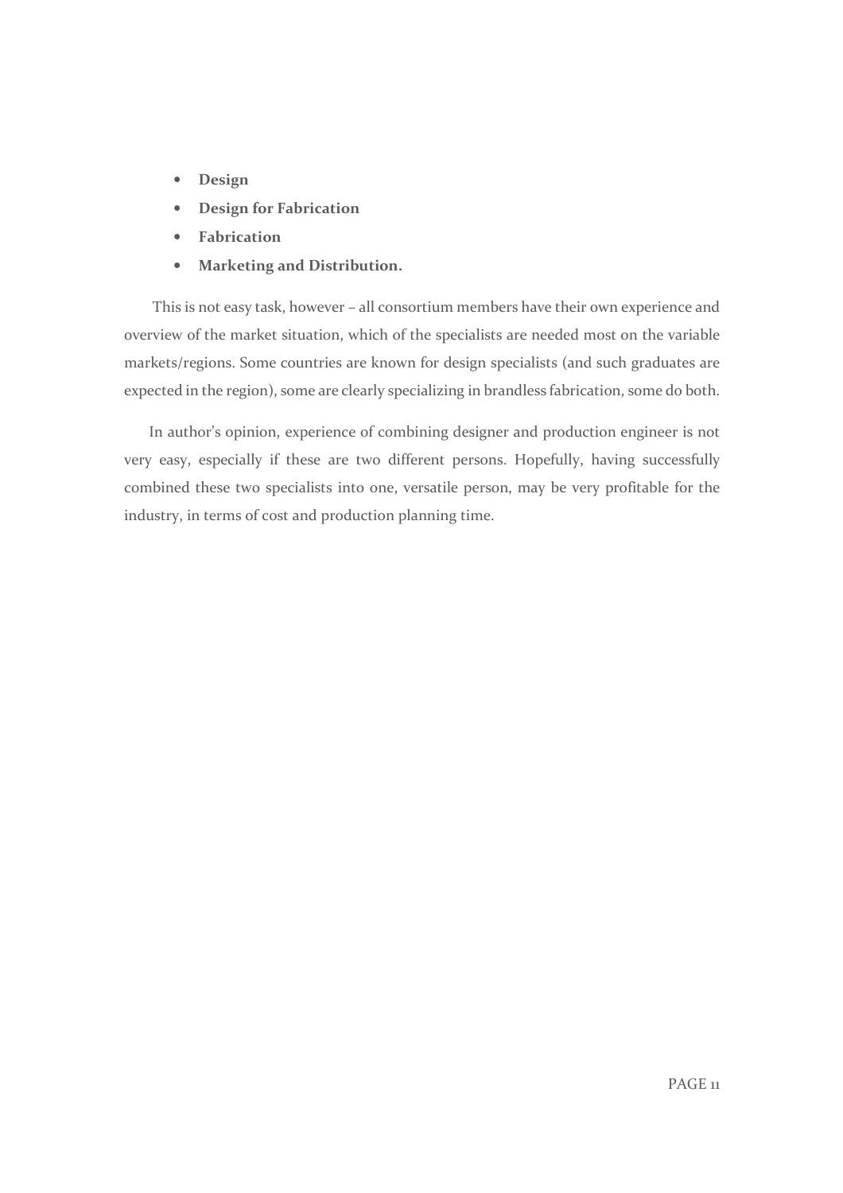- **Design**
- **Design for Fabrication**
- **Fabrication**
- **Marketing and Distribution.**

This is not easy task, however – all consortium members have their own experience and overview of the market situation, which of the specialists are needed most on the variable markets/regions. Some countries are known for design specialists (and such graduates are expected in the region), some are clearly specializing in brandless fabrication, some do both.

In author's opinion, experience of combining designer and production engineer is not very easy, especially if these are two different persons. Hopefully, having successfully combined these two specialists into one, versatile person, may be very profitable for the industry, in terms of cost and production planning time.